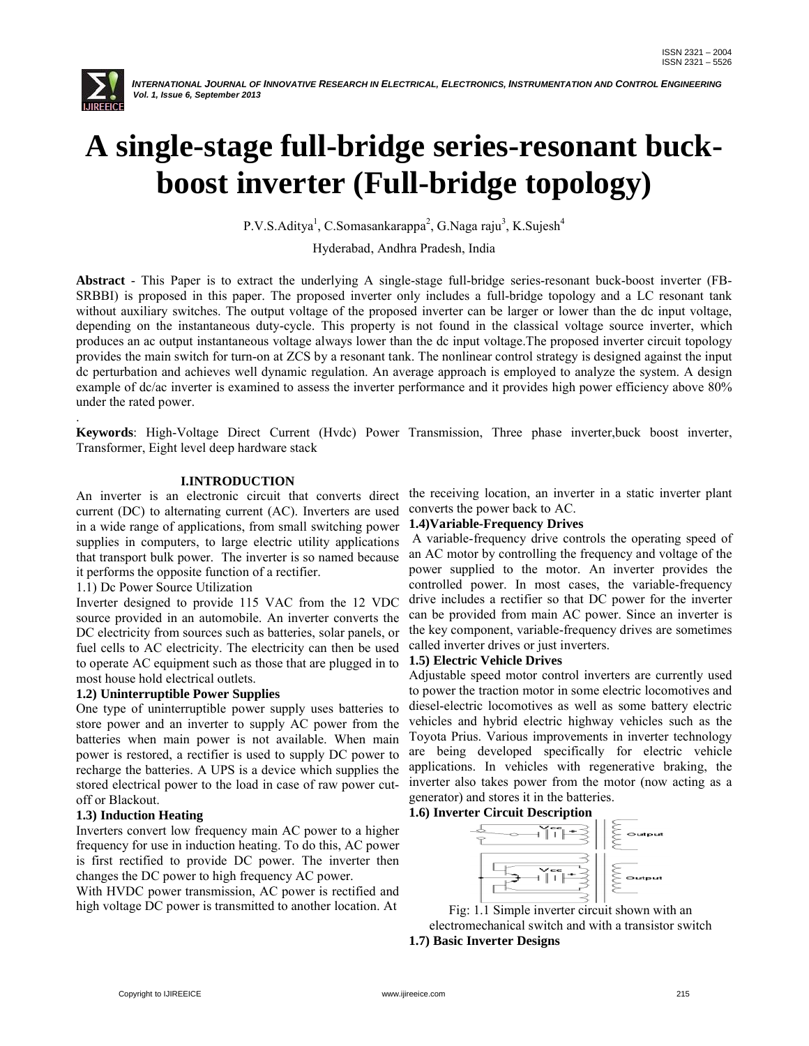# A single-stage full-bridge series-resonant buck-boost inverter (Full-bridge topology)

P.V.S.Aditya[1], C.Somasankarappa[2], G.Naga raju[3], K.Sujesh[4]

Hyderabad, Andhra Pradesh, India

**Abstract** - This Paper is to extract the underlying A single-stage full-bridge series-resonant buck-boost inverter (FB-SRBBI) is proposed in this paper. The proposed inverter only includes a full-bridge topology and a LC resonant tank without auxiliary switches. The output voltage of the proposed inverter can be larger or lower than the dc input voltage, depending on the instantaneous duty-cycle. This property is not found in the classical voltage source inverter, which produces an ac output instantaneous voltage always lower than the dc input voltage.The proposed inverter circuit topology provides the main switch for turn-on at ZCS by a resonant tank. The nonlinear control strategy is designed against the input dc perturbation and achieves well dynamic regulation. An average approach is employed to analyze the system. A design example of dc/ac inverter is examined to assess the inverter performance and it provides high power efficiency above 80% under the rated power.

.

**Keywords**: High-Voltage Direct Current (Hvdc) Power Transmission, Three phase inverter,buck boost inverter, Transformer, Eight level deep hardware stack

## I.INTRODUCTION

An inverter is an electronic circuit that converts direct current (DC) to alternating current (AC). Inverters are used in a wide range of applications, from small switching power supplies in computers, to large electric utility applications that transport bulk power. The inverter is so named because it performs the opposite function of a rectifier.

1.1) Dc Power Source Utilization

Inverter designed to provide 115 VAC from the 12 VDC source provided in an automobile. An inverter converts the DC electricity from sources such as batteries, solar panels, or fuel cells to AC electricity. The electricity can then be used to operate AC equipment such as those that are plugged in to most house hold electrical outlets.

**1.2) Uninterruptible Power Supplies**

One type of uninterruptible power supply uses batteries to store power and an inverter to supply AC power from the batteries when main power is not available. When main power is restored, a rectifier is used to supply DC power to recharge the batteries. A UPS is a device which supplies the stored electrical power to the load in case of raw power cut-off or Blackout.

**1.3) Induction Heating**

Inverters convert low frequency main AC power to a higher frequency for use in induction heating. To do this, AC power is first rectified to provide DC power. The inverter then changes the DC power to high frequency AC power.

With HVDC power transmission, AC power is rectified and high voltage DC power is transmitted to another location. At the receiving location, an inverter in a static inverter plant converts the power back to AC.

**1.4)Variable-Frequency Drives**

A variable-frequency drive controls the operating speed of an AC motor by controlling the frequency and voltage of the power supplied to the motor. An inverter provides the controlled power. In most cases, the variable-frequency drive includes a rectifier so that DC power for the inverter can be provided from main AC power. Since an inverter is the key component, variable-frequency drives are sometimes called inverter drives or just inverters.

**1.5) Electric Vehicle Drives**

Adjustable speed motor control inverters are currently used to power the traction motor in some electric locomotives and diesel-electric locomotives as well as some battery electric vehicles and hybrid electric highway vehicles such as the Toyota Prius. Various improvements in inverter technology are being developed specifically for electric vehicle applications. In vehicles with regenerative braking, the inverter also takes power from the motor (now acting as a generator) and stores it in the batteries.

**1.6) Inverter Circuit Description**

Fig: 1.1 Simple inverter circuit shown with an electromechanical switch and with a transistor switch

**1.7) Basic Inverter Designs**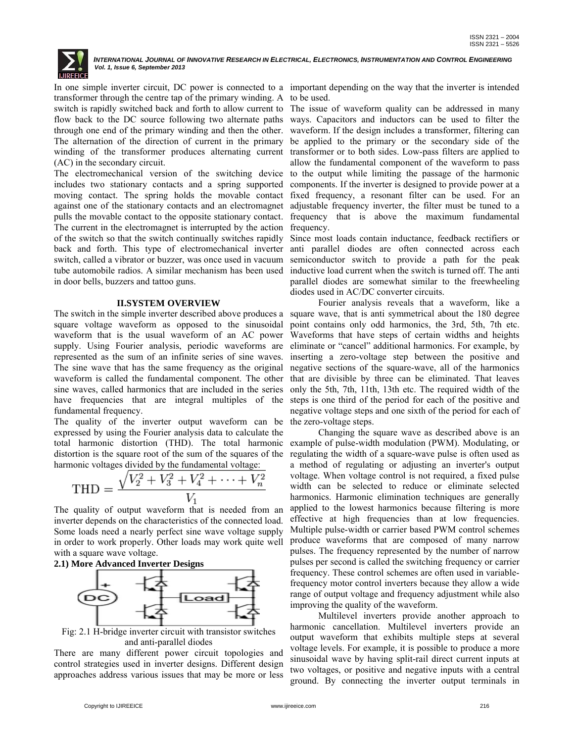In one simple inverter circuit, DC power is connected to a transformer through the centre tap of the primary winding. A switch is rapidly switched back and forth to allow current to flow back to the DC source following two alternate paths through one end of the primary winding and then the other. The alternation of the direction of current in the primary winding of the transformer produces alternating current (AC) in the secondary circuit.

The electromechanical version of the switching device includes two stationary contacts and a spring supported moving contact. The spring holds the movable contact against one of the stationary contacts and an electromagnet pulls the movable contact to the opposite stationary contact. The current in the electromagnet is interrupted by the action of the switch so that the switch continually switches rapidly back and forth. This type of electromechanical inverter switch, called a vibrator or buzzer, was once used in vacuum tube automobile radios. A similar mechanism has been used in door bells, buzzers and tattoo guns.

## II.SYSTEM OVERVIEW

The switch in the simple inverter described above produces a square voltage waveform as opposed to the sinusoidal waveform that is the usual waveform of an AC power supply. Using Fourier analysis, periodic waveforms are represented as the sum of an infinite series of sine waves. The sine wave that has the same frequency as the original waveform is called the fundamental component. The other sine waves, called harmonics that are included in the series have frequencies that are integral multiples of the fundamental frequency.

The quality of the inverter output waveform can be expressed by using the Fourier analysis data to calculate the total harmonic distortion (THD). The total harmonic distortion is the square root of the sum of the squares of the harmonic voltages divided by the fundamental voltage:

$$\mathrm{THD} = \frac{\sqrt{V_2^2 + V_3^2 + V_4^2 + \cdots + V_n^2}}{V_1}$$

The quality of output waveform that is needed from an inverter depends on the characteristics of the connected load. Some loads need a nearly perfect sine wave voltage supply in order to work properly. Other loads may work quite well with a square wave voltage.

### 2.1) More Advanced Inverter Designs

Fig: 2.1 H-bridge inverter circuit with transistor switches and anti-parallel diodes

There are many different power circuit topologies and control strategies used in inverter designs. Different design approaches address various issues that may be more or less important depending on the way that the inverter is intended to be used.

The issue of waveform quality can be addressed in many ways. Capacitors and inductors can be used to filter the waveform. If the design includes a transformer, filtering can be applied to the primary or the secondary side of the transformer or to both sides. Low-pass filters are applied to allow the fundamental component of the waveform to pass to the output while limiting the passage of the harmonic components. If the inverter is designed to provide power at a fixed frequency, a resonant filter can be used. For an adjustable frequency inverter, the filter must be tuned to a frequency that is above the maximum fundamental frequency.

Since most loads contain inductance, feedback rectifiers or anti parallel diodes are often connected across each semiconductor switch to provide a path for the peak inductive load current when the switch is turned off. The anti parallel diodes are somewhat similar to the freewheeling diodes used in AC/DC converter circuits.

Fourier analysis reveals that a waveform, like a square wave, that is anti symmetrical about the 180 degree point contains only odd harmonics, the 3rd, 5th, 7th etc. Waveforms that have steps of certain widths and heights eliminate or "cancel" additional harmonics. For example, by inserting a zero-voltage step between the positive and negative sections of the square-wave, all of the harmonics that are divisible by three can be eliminated. That leaves only the 5th, 7th, 11th, 13th etc. The required width of the steps is one third of the period for each of the positive and negative voltage steps and one sixth of the period for each of the zero-voltage steps.

Changing the square wave as described above is an example of pulse-width modulation (PWM). Modulating, or regulating the width of a square-wave pulse is often used as a method of regulating or adjusting an inverter's output voltage. When voltage control is not required, a fixed pulse width can be selected to reduce or eliminate selected harmonics. Harmonic elimination techniques are generally applied to the lowest harmonics because filtering is more effective at high frequencies than at low frequencies. Multiple pulse-width or carrier based PWM control schemes produce waveforms that are composed of many narrow pulses. The frequency represented by the number of narrow pulses per second is called the switching frequency or carrier frequency. These control schemes are often used in variable-frequency motor control inverters because they allow a wide range of output voltage and frequency adjustment while also improving the quality of the waveform.

Multilevel inverters provide another approach to harmonic cancellation. Multilevel inverters provide an output waveform that exhibits multiple steps at several voltage levels. For example, it is possible to produce a more sinusoidal wave by having split-rail direct current inputs at two voltages, or positive and negative inputs with a central ground. By connecting the inverter output terminals in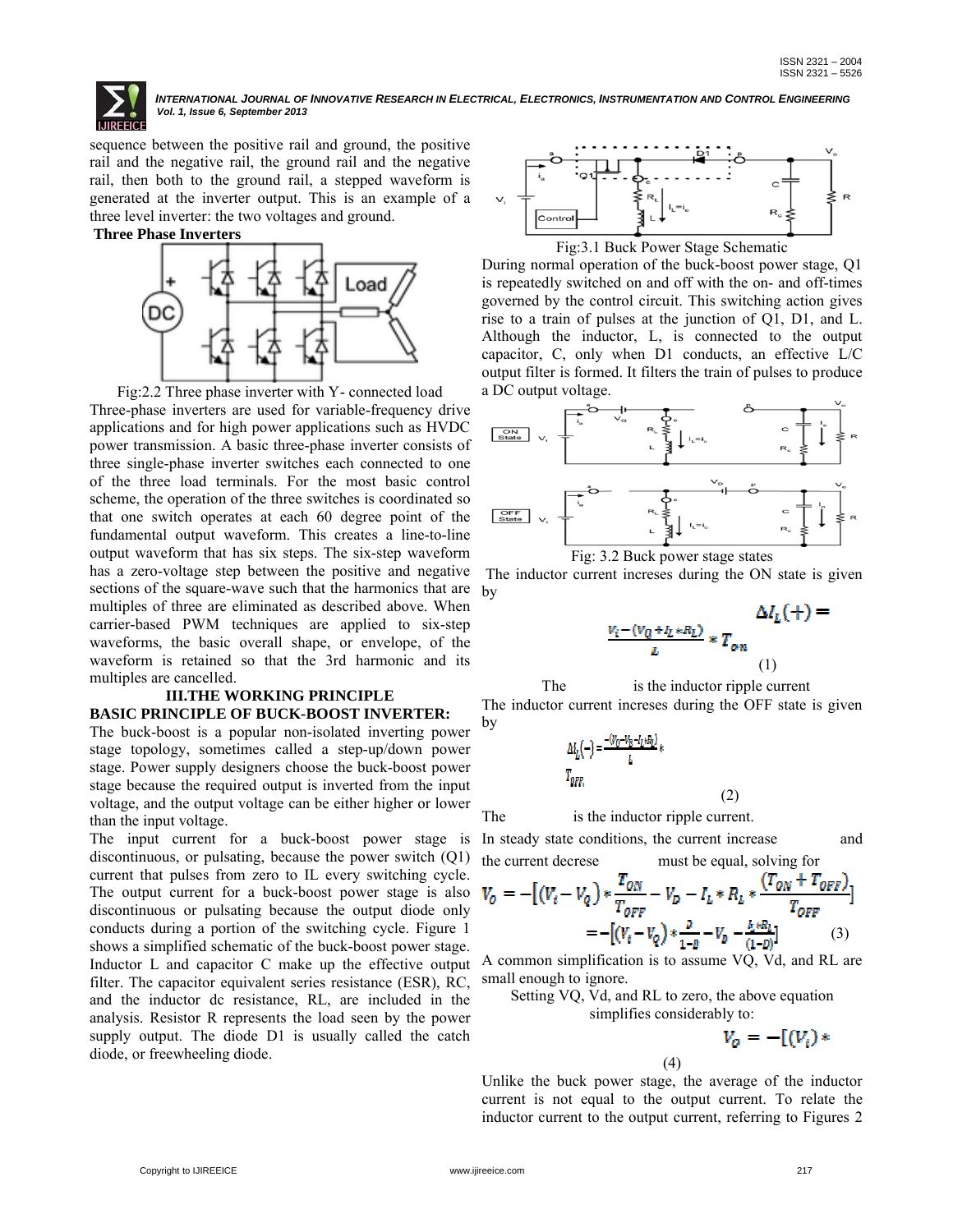sequence between the positive rail and ground, the positive rail and the negative rail, the ground rail and the negative rail, then both to the ground rail, a stepped waveform is generated at the inverter output. This is an example of a three level inverter: the two voltages and ground.

**Three Phase Inverters**

Fig:2.2 Three phase inverter with Y- connected load

Three-phase inverters are used for variable-frequency drive applications and for high power applications such as HVDC power transmission. A basic three-phase inverter consists of three single-phase inverter switches each connected to one of the three load terminals. For the most basic control scheme, the operation of the three switches is coordinated so that one switch operates at each 60 degree point of the fundamental output waveform. This creates a line-to-line output waveform that has six steps. The six-step waveform has a zero-voltage step between the positive and negative sections of the square-wave such that the harmonics that are multiples of three are eliminated as described above. When carrier-based PWM techniques are applied to six-step waveforms, the basic overall shape, or envelope, of the waveform is retained so that the 3rd harmonic and its multiples are cancelled.

## III.THE WORKING PRINCIPLE

**BASIC PRINCIPLE OF BUCK-BOOST INVERTER:**

The buck-boost is a popular non-isolated inverting power stage topology, sometimes called a step-up/down power stage. Power supply designers choose the buck-boost power stage because the required output is inverted from the input voltage, and the output voltage can be either higher or lower than the input voltage.

The input current for a buck-boost power stage is discontinuous, or pulsating, because the power switch (Q1) current that pulses from zero to IL every switching cycle. The output current for a buck-boost power stage is also discontinuous or pulsating because the output diode only conducts during a portion of the switching cycle. Figure 1 shows a simplified schematic of the buck-boost power stage. Inductor L and capacitor C make up the effective output filter. The capacitor equivalent series resistance (ESR), RC, and the inductor dc resistance, RL, are included in the analysis. Resistor R represents the load seen by the power supply output. The diode D1 is usually called the catch diode, or freewheeling diode.

Fig:3.1 Buck Power Stage Schematic

During normal operation of the buck-boost power stage, Q1 is repeatedly switched on and off with the on- and off-times governed by the control circuit. This switching action gives rise to a train of pulses at the junction of Q1, D1, and L. Although the inductor, L, is connected to the output capacitor, C, only when D1 conducts, an effective L/C output filter is formed. It filters the train of pulses to produce a DC output voltage.

Fig: 3.2 Buck power stage states

The inductor current increses during the ON state is given by

$$\Delta I_L(+) = \frac{V_i - (V_Q + I_L * R_L)}{L} * T_{on} \tag{1}$$

The is the inductor ripple current

The inductor current increses during the OFF state is given by

$$\Delta I_L(-) = \frac{-(V_0 - V_d - I_L R_L)}{L} * T_{OFF} \tag{2}$$

The is the inductor ripple current.

In steady state conditions, the current increase and the current decrease must be equal, solving for

$$V_0 = -\left[(V_i - V_Q) * \frac{T_{ON}}{T_{OFF}} - V_D - I_L * R_L * \frac{(T_{ON} + T_{OFF})}{T_{OFF}}\right]$$
$$= -\left[(V_i - V_Q) * \frac{D}{1-D} - V_D - \frac{I_L * R_L}{(1-D)}\right] \tag{3}$$

A common simplification is to assume VQ, Vd, and RL are small enough to ignore.

Setting VQ, Vd, and RL to zero, the above equation simplifies considerably to:

$$V_0 = -[(V_i) * \tag{4}$$

Unlike the buck power stage, the average of the inductor current is not equal to the output current. To relate the inductor current to the output current, referring to Figures 2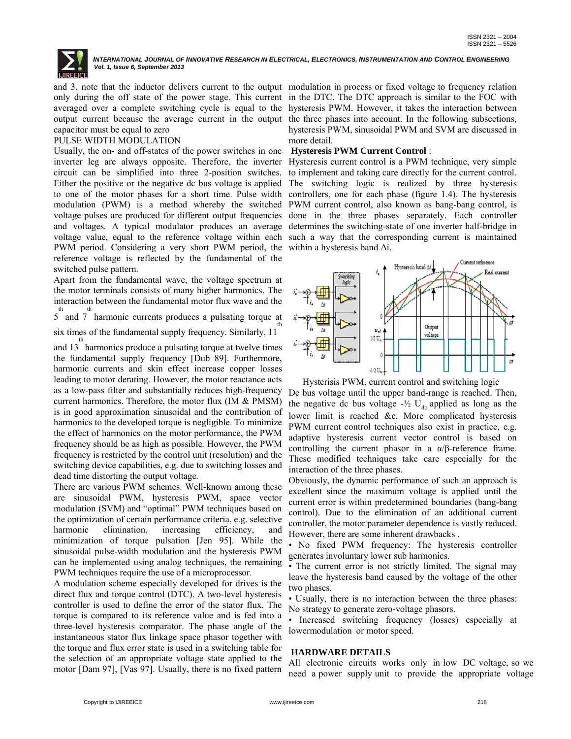and 3, note that the inductor delivers current to the output only during the off state of the power stage. This current averaged over a complete switching cycle is equal to the output current because the average current in the output capacitor must be equal to zero

PULSE WIDTH MODULATION

Usually, the on- and off-states of the power switches in one inverter leg are always opposite. Therefore, the inverter circuit can be simplified into three 2-position switches. Either the positive or the negative dc bus voltage is applied to one of the motor phases for a short time. Pulse width modulation (PWM) is a method whereby the switched voltage pulses are produced for different output frequencies and voltages. A typical modulator produces an average voltage value, equal to the reference voltage within each PWM period. Considering a very short PWM period, the reference voltage is reflected by the fundamental of the switched pulse pattern.

Apart from the fundamental wave, the voltage spectrum at the motor terminals consists of many higher harmonics. The interaction between the fundamental motor flux wave and the $5^{th}$ and $7^{th}$ harmonic currents produces a pulsating torque at six times of the fundamental supply frequency. Similarly, $11^{th}$ and $13^{th}$ harmonics produce a pulsating torque at twelve times the fundamental supply frequency [Dub 89]. Furthermore, harmonic currents and skin effect increase copper losses leading to motor derating. However, the motor reactance acts as a low-pass filter and substantially reduces high-frequency current harmonics. Therefore, the motor flux (IM & PMSM) is in good approximation sinusoidal and the contribution of harmonics to the developed torque is negligible. To minimize the effect of harmonics on the motor performance, the PWM frequency should be as high as possible. However, the PWM frequency is restricted by the control unit (resolution) and the switching device capabilities, e.g. due to switching losses and dead time distorting the output voltage.

There are various PWM schemes. Well-known among these are sinusoidal PWM, hysteresis PWM, space vector modulation (SVM) and "optimal" PWM techniques based on the optimization of certain performance criteria, e.g. selective harmonic elimination, increasing efficiency, and minimization of torque pulsation [Jen 95]. While the sinusoidal pulse-width modulation and the hysteresis PWM can be implemented using analog techniques, the remaining PWM techniques require the use of a microprocessor.

A modulation scheme especially developed for drives is the direct flux and torque control (DTC). A two-level hysteresis controller is used to define the error of the stator flux. The torque is compared to its reference value and is fed into a three-level hysteresis comparator. The phase angle of the instantaneous stator flux linkage space phasor together with the torque and flux error state is used in a switching table for the selection of an appropriate voltage state applied to the motor [Dam 97], [Vas 97]. Usually, there is no fixed pattern modulation in process or fixed voltage to frequency relation in the DTC. The DTC approach is similar to the FOC with hysteresis PWM. However, it takes the interaction between the three phases into account. In the following subsections, hysteresis PWM, sinusoidal PWM and SVM are discussed in more detail.

**Hysteresis PWM Current Control** :

Hysteresis current control is a PWM technique, very simple to implement and taking care directly for the current control. The switching logic is realized by three hysteresis controllers, one for each phase (figure 1.4). The hysteresis PWM current control, also known as bang-bang control, is done in the three phases separately. Each controller determines the switching-state of one inverter half-bridge in such a way that the corresponding current is maintained within a hysteresis band $\Delta i$.

Hysterisis PWM, current control and switching logic

Dc bus voltage until the upper band-range is reached. Then, the negative dc bus voltage $-\frac{1}{2}\ U_{dc}$ applied as long as the lower limit is reached &c. More complicated hysteresis PWM current control techniques also exist in practice, e.g. adaptive hysteresis current vector control is based on controlling the current phasor in a α/β-reference frame. These modified techniques take care especially for the interaction of the three phases.

Obviously, the dynamic performance of such an approach is excellent since the maximum voltage is applied until the current error is within predetermined boundaries (bang-bang control). Due to the elimination of an additional current controller, the motor parameter dependence is vastly reduced. However, there are some inherent drawbacks .

- No fixed PWM frequency: The hysteresis controller generates involuntary lower sub harmonics.
- The current error is not strictly limited. The signal may leave the hysteresis band caused by the voltage of the other two phases.
- Usually, there is no interaction between the three phases: No strategy to generate zero-voltage phasors.
- Increased switching frequency (losses) especially at lowermodulation or motor speed.

**HARDWARE DETAILS**

All electronic circuits works only in low DC voltage, so we need a power supply unit to provide the appropriate voltage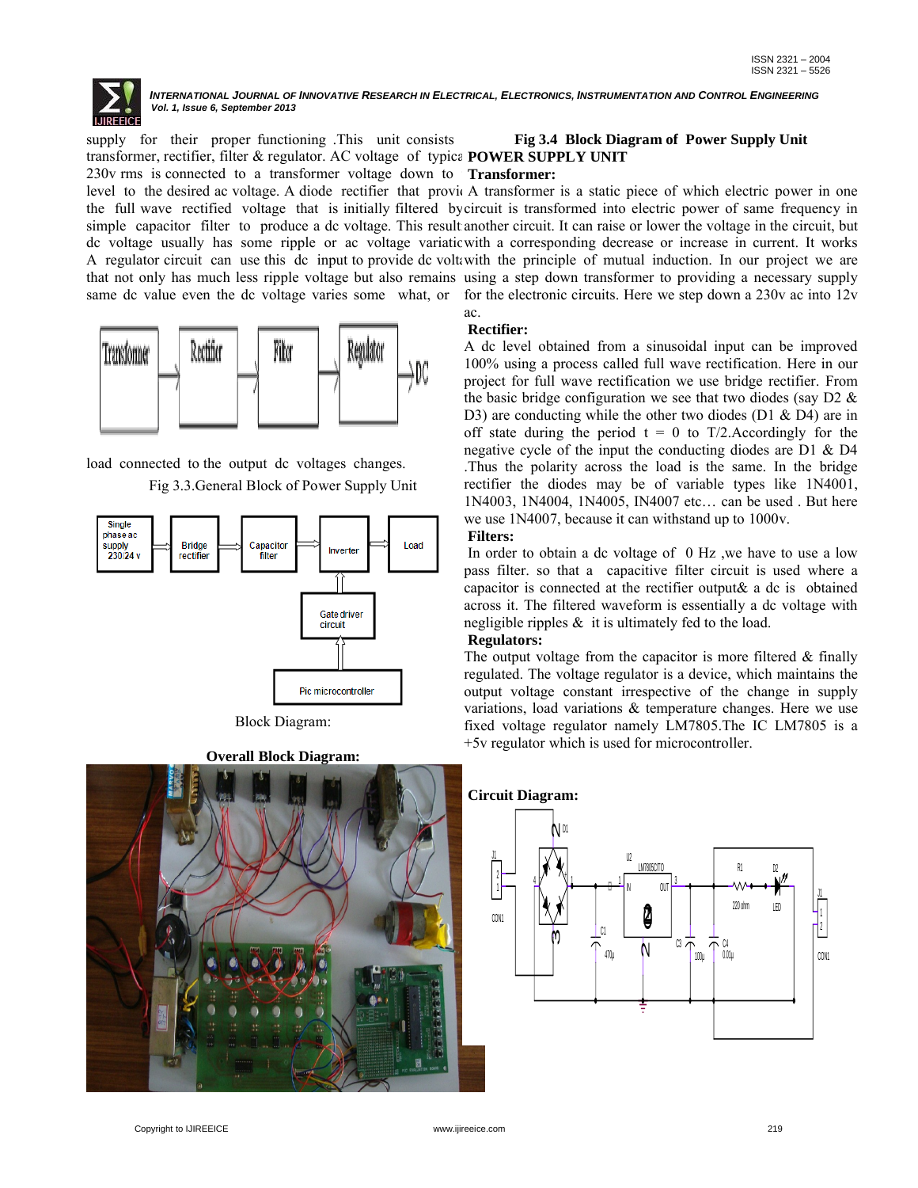supply for their proper functioning .This unit consists transformer, rectifier, filter & regulator. AC voltage of typica 230v rms is connected to a transformer voltage down to level to the desired ac voltage. A diode rectifier that provi the full wave rectified voltage that is initially filtered by simple capacitor filter to produce a dc voltage. This result dc voltage usually has some ripple or ac voltage variatic A regulator circuit can use this dc input to provide dc volta that not only has much less ripple voltage but also remains same dc value even the dc voltage varies some what, or load connected to the output dc voltages changes.

Fig 3.3.General Block of Power Supply Unit

Block Diagram:

**Overall Block Diagram:**

**Fig 3.4 Block Diagram of Power Supply Unit**

**POWER SUPPLY UNIT**

**Transformer:**

A transformer is a static piece of which electric power in one circuit is transformed into electric power of same frequency in another circuit. It can raise or lower the voltage in the circuit, but with a corresponding decrease or increase in current. It works with the principle of mutual induction. In our project we are using a step down transformer to providing a necessary supply for the electronic circuits. Here we step down a 230v ac into 12v ac.

**Rectifier:**

A dc level obtained from a sinusoidal input can be improved 100% using a process called full wave rectification. Here in our project for full wave rectification we use bridge rectifier. From the basic bridge configuration we see that two diodes (say D2 & D3) are conducting while the other two diodes (D1 & D4) are in off state during the period t = 0 to T/2.Accordingly for the negative cycle of the input the conducting diodes are D1 & D4 .Thus the polarity across the load is the same. In the bridge rectifier the diodes may be of variable types like 1N4001, 1N4003, 1N4004, 1N4005, IN4007 etc… can be used . But here we use 1N4007, because it can withstand up to 1000v.

**Filters:**

In order to obtain a dc voltage of 0 Hz ,we have to use a low pass filter. so that a capacitive filter circuit is used where a capacitor is connected at the rectifier output& a dc is obtained across it. The filtered waveform is essentially a dc voltage with negligible ripples & it is ultimately fed to the load.

**Regulators:**

The output voltage from the capacitor is more filtered & finally regulated. The voltage regulator is a device, which maintains the output voltage constant irrespective of the change in supply variations, load variations & temperature changes. Here we use fixed voltage regulator namely LM7805.The IC LM7805 is a +5v regulator which is used for microcontroller.

**Circuit Diagram:**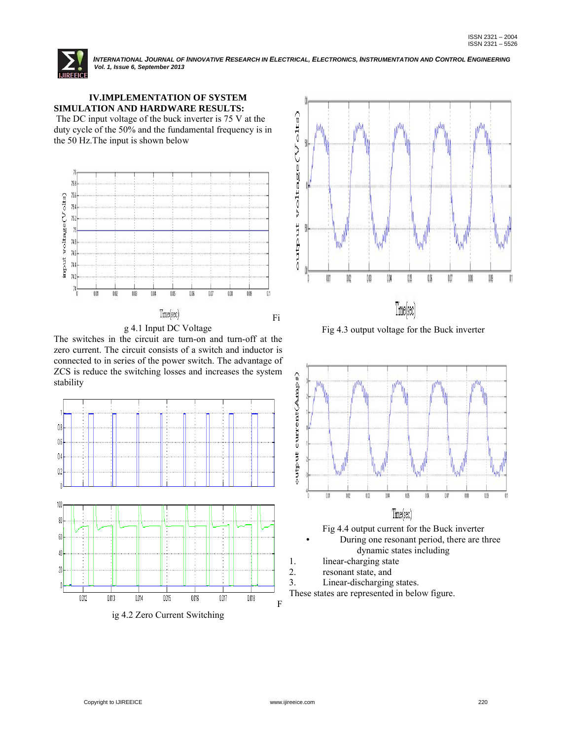### IV.IMPLEMENTATION OF SYSTEM SIMULATION AND HARDWARE RESULTS:

The DC input voltage of the buck inverter is 75 V at the duty cycle of the 50% and the fundamental frequency is in the 50 Hz.The input is shown below

Fig 4.1 Input DC Voltage

The switches in the circuit are turn-on and turn-off at the zero current. The circuit consists of a switch and inductor is connected to in series of the power switch. The advantage of ZCS is reduce the switching losses and increases the system stability

Fig 4.2 Zero Current Switching

Fig 4.3 output voltage for the Buck inverter

Fig 4.4 output current for the Buck inverter

- During one resonant period, there are three dynamic states including

1. linear-charging state
2. resonant state, and
3. Linear-discharging states.

These states are represented in below figure.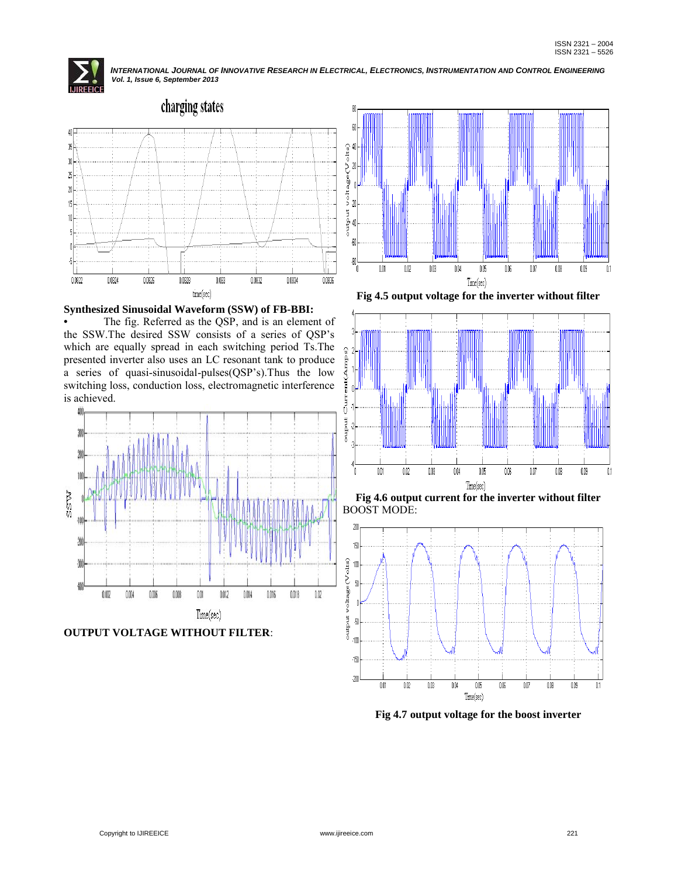**Synthesized Sinusoidal Waveform (SSW) of FB-BBI:**

- The fig. Referred as the QSP, and is an element of the SSW.The desired SSW consists of a series of QSP's which are equally spread in each switching period Ts.The presented inverter also uses an LC resonant tank to produce a series of quasi-sinusoidal-pulses(QSP's).Thus the low switching loss, conduction loss, electromagnetic interference is achieved.

**OUTPUT VOLTAGE WITHOUT FILTER**:

**Fig 4.5 output voltage for the inverter without filter**

**Fig 4.6 output current for the inverter without filter**

BOOST MODE:

**Fig 4.7 output voltage for the boost inverter**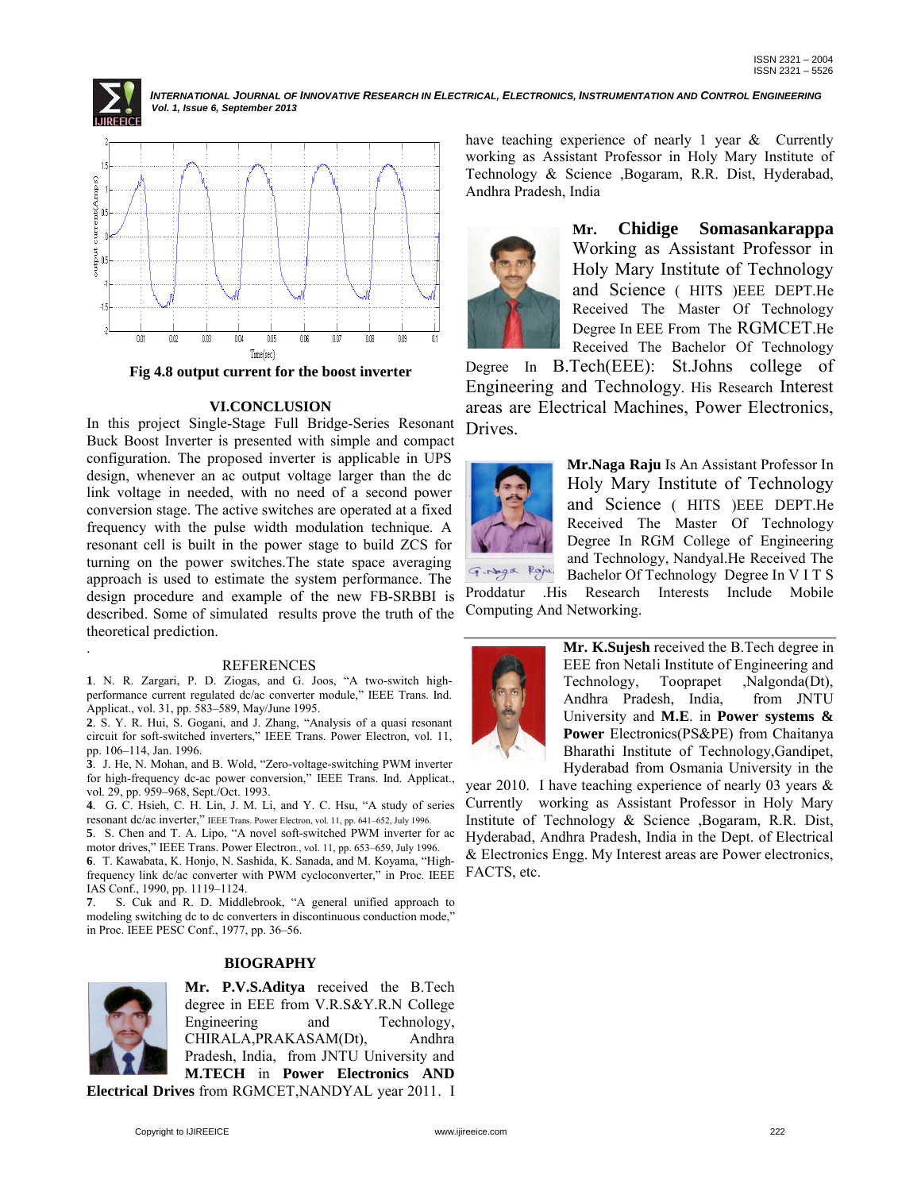output current(Amps)

Time(sec)

2
1.5
1
0.5
0
-0.5
-1
-1.5
-2

0.01 0.02 0.03 0.04 0.05 0.06 0.07 0.08 0.09 0.1

**Fig 4.8 output current for the boost inverter**

## VI.CONCLUSION

In this project Single-Stage Full Bridge-Series Resonant Buck Boost Inverter is presented with simple and compact configuration. The proposed inverter is applicable in UPS design, whenever an ac output voltage larger than the dc link voltage in needed, with no need of a second power conversion stage. The active switches are operated at a fixed frequency with the pulse width modulation technique. A resonant cell is built in the power stage to build ZCS for turning on the power switches.The state space averaging approach is used to estimate the system performance. The design procedure and example of the new FB-SRBBI is described. Some of simulated results prove the truth of the theoretical prediction.

.

## REFERENCES

**1**. N. R. Zargari, P. D. Ziogas, and G. Joos, "A two-switch high-performance current regulated dc/ac converter module," IEEE Trans. Ind. Applicat., vol. 31, pp. 583–589, May/June 1995.

**2**. S. Y. R. Hui, S. Gogani, and J. Zhang, "Analysis of a quasi resonant circuit for soft-switched inverters," IEEE Trans. Power Electron, vol. 11, pp. 106–114, Jan. 1996.

**3**. J. He, N. Mohan, and B. Wold, "Zero-voltage-switching PWM inverter for high-frequency dc-ac power conversion," IEEE Trans. Ind. Applicat., vol. 29, pp. 959–968, Sept./Oct. 1993.

**4**. G. C. Hsieh, C. H. Lin, J. M. Li, and Y. C. Hsu, "A study of series resonant dc/ac inverter," IEEE Trans. Power Electron, vol. 11, pp. 641–652, July 1996.

**5**. S. Chen and T. A. Lipo, "A novel soft-switched PWM inverter for ac motor drives," IEEE Trans. Power Electron., vol. 11, pp. 653–659, July 1996.

**6**. T. Kawabata, K. Honjo, N. Sashida, K. Sanada, and M. Koyama, "High-frequency link dc/ac converter with PWM cycloconverter," in Proc. IEEE IAS Conf., 1990, pp. 1119–1124.

**7**. S. Cuk and R. D. Middlebrook, "A general unified approach to modeling switching dc to dc converters in discontinuous conduction mode," in Proc. IEEE PESC Conf., 1977, pp. 36–56.

## BIOGRAPHY

**Mr. P.V.S.Aditya** received the B.Tech degree in EEE from V.R.S&Y.R.N College Engineering and Technology, CHIRALA,PRAKASAM(Dt), Andhra Pradesh, India, from JNTU University and **M.TECH** in **Power Electronics AND Electrical Drives** from RGMCET,NANDYAL year 2011. I have teaching experience of nearly 1 year & Currently working as Assistant Professor in Holy Mary Institute of Technology & Science ,Bogaram, R.R. Dist, Hyderabad, Andhra Pradesh, India

**Mr. Chidige Somasankarappa** Working as Assistant Professor in Holy Mary Institute of Technology and Science ( HITS )EEE DEPT.He Received The Master Of Technology Degree In EEE From The RGMCET.He Received The Bachelor Of Technology Degree In B.Tech(EEE): St.Johns college of Engineering and Technology. His Research Interest areas are Electrical Machines, Power Electronics, Drives.

**Mr.Naga Raju** Is An Assistant Professor In Holy Mary Institute of Technology and Science ( HITS )EEE DEPT.He Received The Master Of Technology Degree In RGM College of Engineering and Technology, Nandyal.He Received The Bachelor Of Technology Degree In V I T S Proddatur .His Research Interests Include Mobile Computing And Networking.

**Mr. K.Sujesh** received the B.Tech degree in EEE fron Netali Institute of Engineering and Technology, Toopraper ,Nalgonda(Dt), Andhra Pradesh, India, from JNTU University and **M.E**. in **Power systems & Power** Electronics(PS&PE) from Chaitanya Bharathi Institute of Technology,Gandipet, Hyderabad from Osmania University in the year 2010. I have teaching experience of nearly 03 years & Currently working as Assistant Professor in Holy Mary Institute of Technology & Science ,Bogaram, R.R. Dist, Hyderabad, Andhra Pradesh, India in the Dept. of Electrical & Electronics Engg. My Interest areas are Power electronics, FACTS, etc.